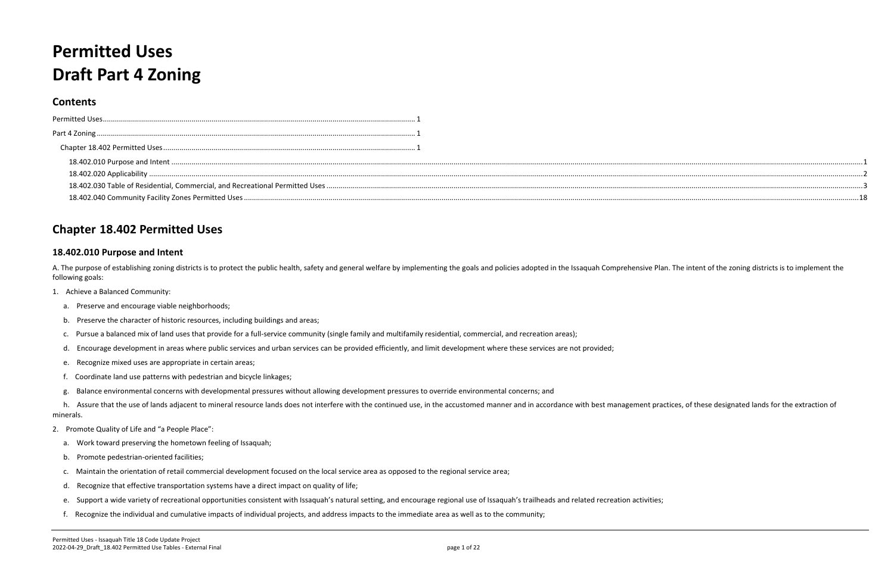# Permitted Uses
# Draft Part 4 Zoning

## Contents

Permitted Uses ........................................................................................................................................................ 1

Part 4 Zoning ........................................................................................................................................................ 1

Chapter 18.402 Permitted Uses ............................................................................................................................. 1

18.402.010 Purpose and Intent ........................................................................................................................................................ 1

18.402.020 Applicability ........................................................................................................................................................ 2

18.402.030 Table of Residential, Commercial, and Recreational Permitted Uses ........................................................................................................................................................ 3

18.402.040 Community Facility Zones Permitted Uses ........................................................................................................................................................ 18

## Chapter 18.402 Permitted Uses

### 18.402.010 Purpose and Intent

A. The purpose of establishing zoning districts is to protect the public health, safety and general welfare by implementing the goals and policies adopted in the Issaquah Comprehensive Plan. The intent of the zoning districts is to implement the following goals:

1. Achieve a Balanced Community:

   a. Preserve and encourage viable neighborhoods;

   b. Preserve the character of historic resources, including buildings and areas;

   c. Pursue a balanced mix of land uses that provide for a full-service community (single family and multifamily residential, commercial, and recreation areas);

   d. Encourage development in areas where public services and urban services can be provided efficiently, and limit development where these services are not provided;

   e. Recognize mixed uses are appropriate in certain areas;

   f. Coordinate land use patterns with pedestrian and bicycle linkages;

   g. Balance environmental concerns with developmental pressures without allowing development pressures to override environmental concerns; and

   h. Assure that the use of lands adjacent to mineral resource lands does not interfere with the continued use, in the accustomed manner and in accordance with best management practices, of these designated lands for the extraction of minerals.

2. Promote Quality of Life and "a People Place":

   a. Work toward preserving the hometown feeling of Issaquah;

   b. Promote pedestrian-oriented facilities;

   c. Maintain the orientation of retail commercial development focused on the local service area as opposed to the regional service area;

   d. Recognize that effective transportation systems have a direct impact on quality of life;

   e. Support a wide variety of recreational opportunities consistent with Issaquah's natural setting, and encourage regional use of Issaquah's trailheads and related recreation activities;

   f. Recognize the individual and cumulative impacts of individual projects, and address impacts to the immediate area as well as to the community;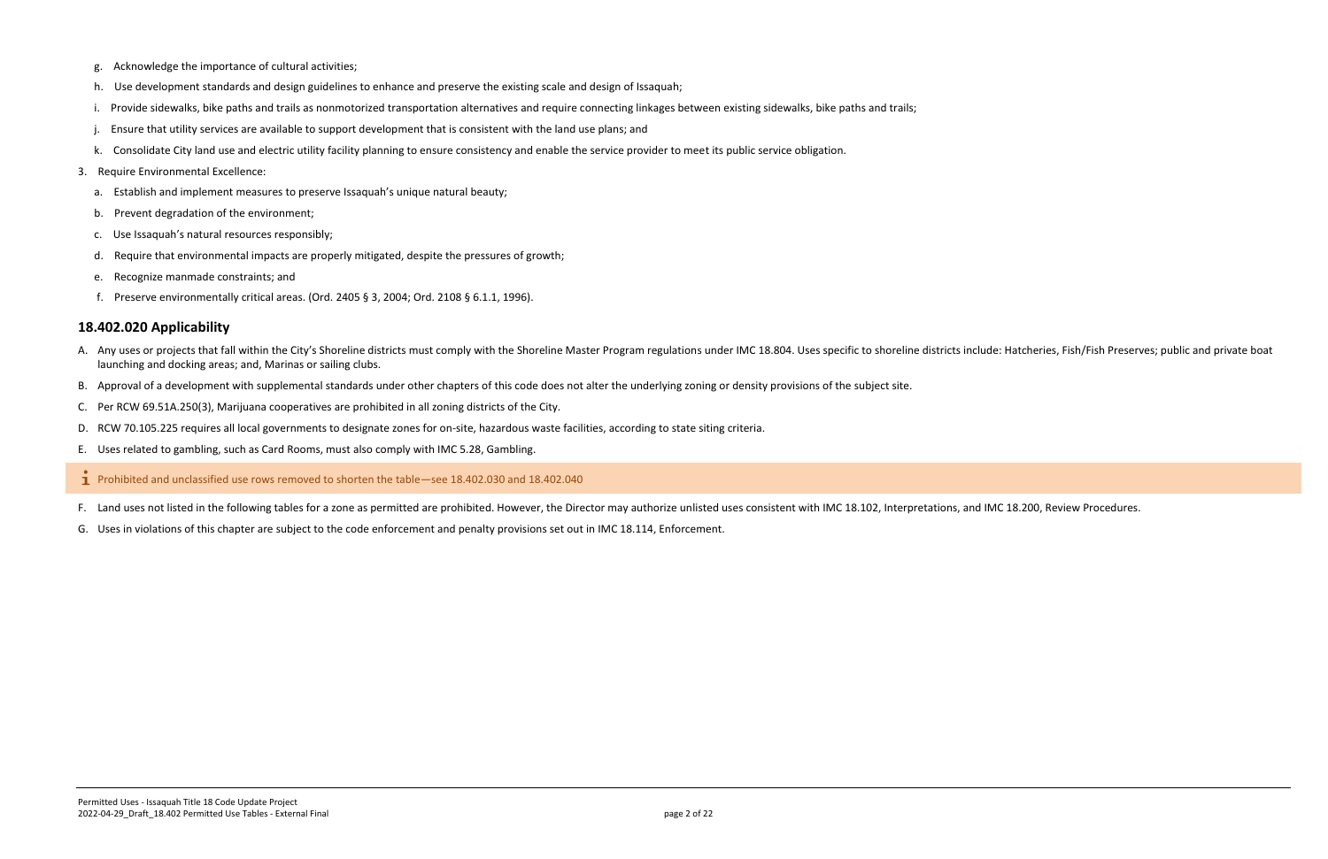g. Acknowledge the importance of cultural activities;

h. Use development standards and design guidelines to enhance and preserve the existing scale and design of Issaquah;

i. Provide sidewalks, bike paths and trails as nonmotorized transportation alternatives and require connecting linkages between existing sidewalks, bike paths and trails;

j. Ensure that utility services are available to support development that is consistent with the land use plans; and

k. Consolidate City land use and electric utility facility planning to ensure consistency and enable the service provider to meet its public service obligation.

3. Require Environmental Excellence:

   a. Establish and implement measures to preserve Issaquah's unique natural beauty;

   b. Prevent degradation of the environment;

   c. Use Issaquah's natural resources responsibly;

   d. Require that environmental impacts are properly mitigated, despite the pressures of growth;

   e. Recognize manmade constraints; and

   f. Preserve environmentally critical areas. (Ord. 2405 § 3, 2004; Ord. 2108 § 6.1.1, 1996).

## 18.402.020 Applicability

A. Any uses or projects that fall within the City's Shoreline districts must comply with the Shoreline Master Program regulations under IMC 18.804. Uses specific to shoreline districts include: Hatcheries, Fish/Fish Preserves; public and private boat launching and docking areas; and, Marinas or sailing clubs.

B. Approval of a development with supplemental standards under other chapters of this code does not alter the underlying zoning or density provisions of the subject site.

C. Per RCW 69.51A.250(3), Marijuana cooperatives are prohibited in all zoning districts of the City.

D. RCW 70.105.225 requires all local governments to designate zones for on-site, hazardous waste facilities, according to state siting criteria.

E. Uses related to gambling, such as Card Rooms, must also comply with IMC 5.28, Gambling.

> ℹ Prohibited and unclassified use rows removed to shorten the table—see 18.402.030 and 18.402.040

F. Land uses not listed in the following tables for a zone as permitted are prohibited. However, the Director may authorize unlisted uses consistent with IMC 18.102, Interpretations, and IMC 18.200, Review Procedures.

G. Uses in violations of this chapter are subject to the code enforcement and penalty provisions set out in IMC 18.114, Enforcement.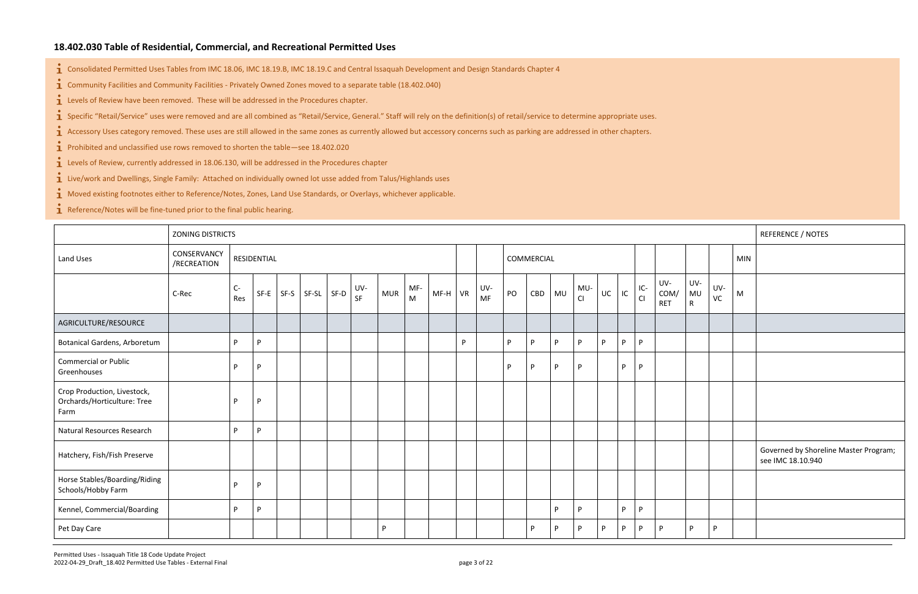## 18.402.030 Table of Residential, Commercial, and Recreational Permitted Uses

- Consolidated Permitted Uses Tables from IMC 18.06, IMC 18.19.B, IMC 18.19.C and Central Issaquah Development and Design Standards Chapter 4
- Community Facilities and Community Facilities - Privately Owned Zones moved to a separate table (18.402.040)
- Levels of Review have been removed. These will be addressed in the Procedures chapter.
- Specific "Retail/Service" uses were removed and are all combined as "Retail/Service, General." Staff will rely on the definition(s) of retail/service to determine appropriate uses.
- Accessory Uses category removed. These uses are still allowed in the same zones as currently allowed but accessory concerns such as parking are addressed in other chapters.
- Prohibited and unclassified use rows removed to shorten the table—see 18.402.020
- Levels of Review, currently addressed in 18.06.130, will be addressed in the Procedures chapter
- Live/work and Dwellings, Single Family: Attached on individually owned lot usse added from Talus/Highlands uses
- Moved existing footnotes either to Reference/Notes, Zones, Land Use Standards, or Overlays, whichever applicable.
- Reference/Notes will be fine-tuned prior to the final public hearing.

| | ZONING DISTRICTS | | | | | | | | | | | | | | | | | | | | | | | REFERENCE / NOTES |
|---|---|---|---|---|---|---|---|---|---|---|---|---|---|---|---|---|---|---|---|---|---|---|---|---|
| Land Uses | CONSERVANCY /RECREATION | RESIDENTIAL | | | | | | | | | | | COMMERCIAL | | | | | | | | | | MIN | |
| | C-Rec | C-Res | SF-E | SF-S | SF-SL | SF-D | UV-SF | MUR | MF-M | MF-H | VR | UV-MF | PO | CBD | MU | MU-CI | UC | IC | IC-CI | UV-COM/RET | UV-MUR | UV-VC | M | |
| AGRICULTURE/RESOURCE | | | | | | | | | | | | | | | | | | | | | | | | |
| Botanical Gardens, Arboretum | | P | P | | | | | | | | P | | P | P | P | P | P | P | P | | | | | |
| Commercial or Public Greenhouses | | P | P | | | | | | | | | | P | P | P | P | | P | P | | | | | |
| Crop Production, Livestock, Orchards/Horticulture: Tree Farm | | P | P | | | | | | | | | | | | | | | | | | | | | |
| Natural Resources Research | | P | P | | | | | | | | | | | | | | | | | | | | | |
| Hatchery, Fish/Fish Preserve | | | | | | | | | | | | | | | | | | | | | | | | Governed by Shoreline Master Program; see IMC 18.10.940 |
| Horse Stables/Boarding/Riding Schools/Hobby Farm | | P | P | | | | | | | | | | | | | | | | | | | | | |
| Kennel, Commercial/Boarding | | P | P | | | | | | | | | | | | P | P | | P | P | | | | | |
| Pet Day Care | | | | | | | | P | | | | | | P | P | P | P | P | P | P | P | P | | |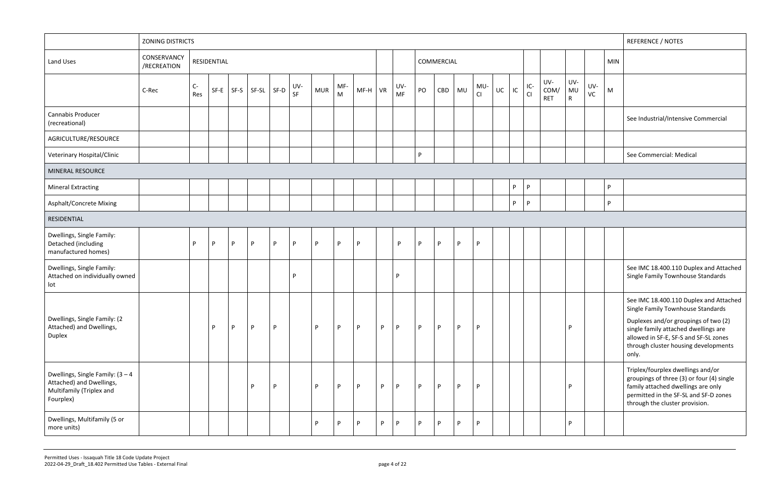| | ZONING DISTRICTS | | | | | | | | | | | | | | | | | | | | | | | REFERENCE / NOTES |
|---|---|---|---|---|---|---|---|---|---|---|---|---|---|---|---|---|---|---|---|---|---|---|---|---|
| Land Uses | CONSERVANCY /RECREATION | RESIDENTIAL | | | | | | | | | | | COMMERCIAL | | | | | | | | | | MIN | |
| | C-Rec | C-Res | SF-E | SF-S | SF-SL | SF-D | UV-SF | MUR | MF-M | MF-H | VR | UV-MF | PO | CBD | MU | MU-CI | UC | IC | IC-CI | UV-COM/RET | UV-MUR | UV-VC | M | |
| Cannabis Producer (recreational) | | | | | | | | | | | | | | | | | | | | | | | | See Industrial/Intensive Commercial |
| AGRICULTURE/RESOURCE | | | | | | | | | | | | | | | | | | | | | | | | |
| Veterinary Hospital/Clinic | | | | | | | | | | | | | P | | | | | | | | | | | See Commercial: Medical |
| MINERAL RESOURCE | | | | | | | | | | | | | | | | | | | | | | | | |
| Mineral Extracting | | | | | | | | | | | | | | | | | | P | P | | | | P | |
| Asphalt/Concrete Mixing | | | | | | | | | | | | | | | | | | P | P | | | | P | |
| RESIDENTIAL | | | | | | | | | | | | | | | | | | | | | | | | |
| Dwellings, Single Family: Detached (including manufactured homes) | | P | P | P | P | P | P | P | P | P | | P | P | P | P | P | | | | | | | | |
| Dwellings, Single Family: Attached on individually owned lot | | | | | | | P | | | | | P | | | | | | | | | | | | See IMC 18.400.110 Duplex and Attached Single Family Townhouse Standards |
| Dwellings, Single Family: (2 Attached) and Dwellings, Duplex | | | P | P | P | P | | P | P | P | P | P | P | P | P | P | | | | | P | | | See IMC 18.400.110 Duplex and Attached Single Family Townhouse Standards<br><br>Duplexes and/or groupings of two (2) single family attached dwellings are allowed in SF-E, SF-S and SF-SL zones through cluster housing developments only. |
| Dwellings, Single Family: (3 – 4 Attached) and Dwellings, Multifamily (Triplex and Fourplex) | | | | | P | P | | P | P | P | P | P | P | P | P | P | | | | | P | | | Triplex/fourplex dwellings and/or groupings of three (3) or four (4) single family attached dwellings are only permitted in the SF-SL and SF-D zones through the cluster provision. |
| Dwellings, Multifamily (5 or more units) | | | | | | | | P | P | P | P | P | P | P | P | P | | | | | P | | | |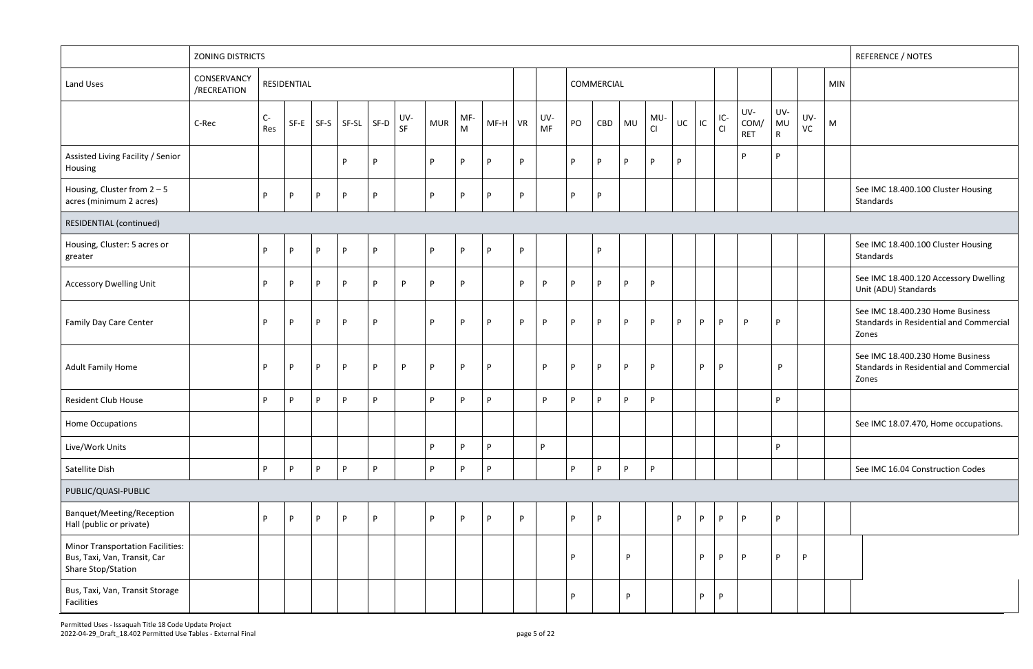| | ZONING DISTRICTS | | | | | | | | | | | | | | | | | | | | | | | REFERENCE / NOTES |
|---|---|---|---|---|---|---|---|---|---|---|---|---|---|---|---|---|---|---|---|---|---|---|---|---|
| Land Uses | CONSERVANCY /RECREATION | RESIDENTIAL | | | | | | | | | | | COMMERCIAL | | | | | | | | | | MIN | |
| | C-Rec | C-Res | SF-E | SF-S | SF-SL | SF-D | UV-SF | MUR | MF-M | MF-H | VR | UV-MF | PO | CBD | MU | MU-CI | UC | IC | IC-CI | UV-COM/RET | UV-MUR | UV-VC | M | |
| Assisted Living Facility / Senior Housing | | | | | P | P | | P | P | P | P | | P | P | P | P | P | | | P | P | | | |
| Housing, Cluster from 2 – 5 acres (minimum 2 acres) | | P | P | P | P | P | | P | P | P | P | | P | P | | | | | | | | | | See IMC 18.400.100 Cluster Housing Standards |
| RESIDENTIAL (continued) | | | | | | | | | | | | | | | | | | | | | | | | |
| Housing, Cluster: 5 acres or greater | | P | P | P | P | P | | P | P | P | P | | | P | | | | | | | | | | See IMC 18.400.100 Cluster Housing Standards |
| Accessory Dwelling Unit | | P | P | P | P | P | P | P | P | | P | P | P | P | P | P | | | | | | | | See IMC 18.400.120 Accessory Dwelling Unit (ADU) Standards |
| Family Day Care Center | | P | P | P | P | P | | P | P | P | P | P | P | P | P | P | P | P | P | P | P | | | See IMC 18.400.230 Home Business Standards in Residential and Commercial Zones |
| Adult Family Home | | P | P | P | P | P | P | P | P | P | | P | P | P | P | P | | P | P | | P | | | See IMC 18.400.230 Home Business Standards in Residential and Commercial Zones |
| Resident Club House | | P | P | P | P | P | | P | P | P | | P | P | P | P | P | | | | | P | | | |
| Home Occupations | | | | | | | | | | | | | | | | | | | | | | | | See IMC 18.07.470, Home occupations. |
| Live/Work Units | | | | | | | | P | P | P | | P | | | | | | | | | P | | | |
| Satellite Dish | | P | P | P | P | P | | P | P | P | | | P | P | P | P | | | | | | | | See IMC 16.04 Construction Codes |
| PUBLIC/QUASI-PUBLIC | | | | | | | | | | | | | | | | | | | | | | | | |
| Banquet/Meeting/Reception Hall (public or private) | | P | P | P | P | P | | P | P | P | P | | P | P | | | P | P | P | P | P | | | |
| Minor Transportation Facilities: Bus, Taxi, Van, Transit, Car Share Stop/Station | | | | | | | | | | | | | P | | P | | | P | P | P | P | P | | |
| Bus, Taxi, Van, Transit Storage Facilities | | | | | | | | | | | | | P | | P | | | P | P | | | | | |

Permitted Uses - Issaquah Title 18 Code Update Project
2022-04-29_Draft_18.402 Permitted Use Tables - External Final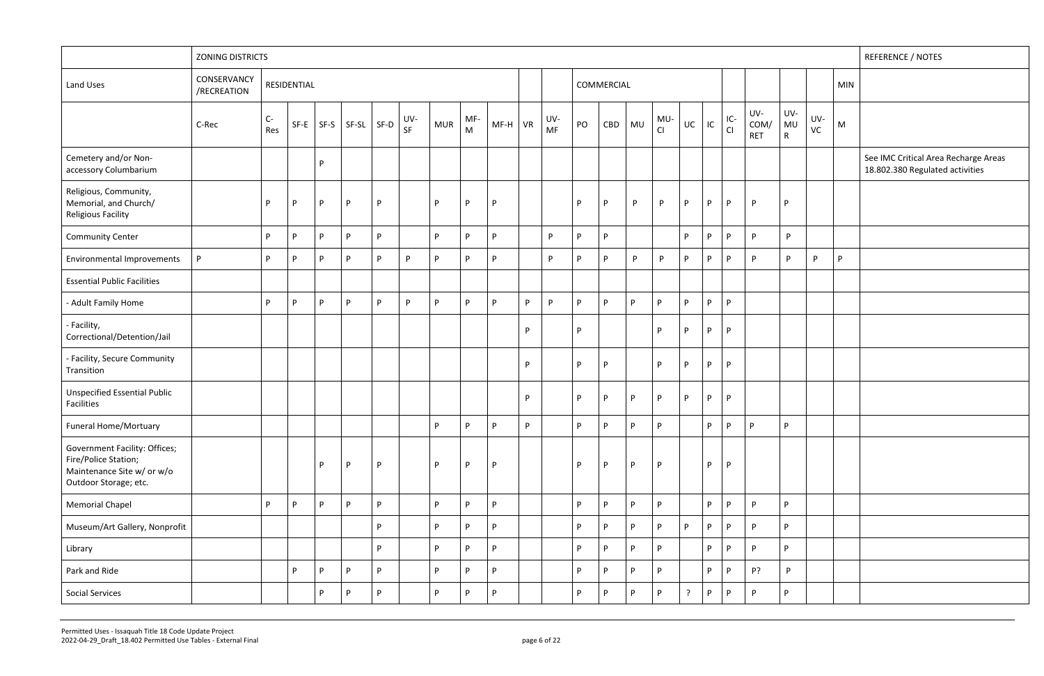| | ZONING DISTRICTS | | | | | | | | | | | | | | | | | | | | | | | REFERENCE / NOTES |
|---|---|---|---|---|---|---|---|---|---|---|---|---|---|---|---|---|---|---|---|---|---|---|---|---|
| Land Uses | CONSERVANCY /RECREATION | RESIDENTIAL | | | | | | | | | | | COMMERCIAL | | | | | | | | | | MIN | |
| | C-Rec | C-Res | SF-E | SF-S | SF-SL | SF-D | UV-SF | MUR | MF-M | MF-H | VR | UV-MF | PO | CBD | MU | MU-CI | UC | IC | IC-CI | UV-COM/RET | UV-MUR | UV-VC | M | |
| Cemetery and/or Non-accessory Columbarium | | | | P | | | | | | | | | | | | | | | | | | | | See IMC Critical Area Recharge Areas 18.802.380 Regulated activities |
| Religious, Community, Memorial, and Church/ Religious Facility | | P | P | P | P | P | | P | P | P | | | P | P | P | P | P | P | P | P | P | | | |
| Community Center | | P | P | P | P | P | | P | P | P | | P | P | P | | | P | P | P | P | P | | | |
| Environmental Improvements | P | P | P | P | P | P | P | P | P | P | | P | P | P | P | P | P | P | P | P | P | P | P | |
| Essential Public Facilities | | | | | | | | | | | | | | | | | | | | | | | | |
| - Adult Family Home | | P | P | P | P | P | P | P | P | P | P | P | P | P | P | P | P | P | P | | | | | |
| - Facility, Correctional/Detention/Jail | | | | | | | | | | | P | | P | | | P | P | P | P | | | | | |
| - Facility, Secure Community Transition | | | | | | | | | | | P | | P | P | | P | P | P | P | | | | | |
| Unspecified Essential Public Facilities | | | | | | | | | | | P | | P | P | P | P | P | P | P | | | | | |
| Funeral Home/Mortuary | | | | | | | | P | P | P | P | | P | P | P | P | | P | P | P | P | | | |
| Government Facility: Offices; Fire/Police Station; Maintenance Site w/ or w/o Outdoor Storage; etc. | | | | P | P | P | | P | P | P | | | P | P | P | P | | P | P | | | | | |
| Memorial Chapel | | P | P | P | P | P | | P | P | P | | | P | P | P | P | | P | P | P | P | | | |
| Museum/Art Gallery, Nonprofit | | | | | | P | | P | P | P | | | P | P | P | P | P | P | P | P | P | | | |
| Library | | | | | | P | | P | P | P | | | P | P | P | P | | P | P | P | P | | | |
| Park and Ride | | | P | P | P | P | | P | P | P | | | P | P | P | P | | P | P | P? | P | | | |
| Social Services | | | | P | P | P | | P | P | P | | | P | P | P | P | ? | P | P | P | P | | | |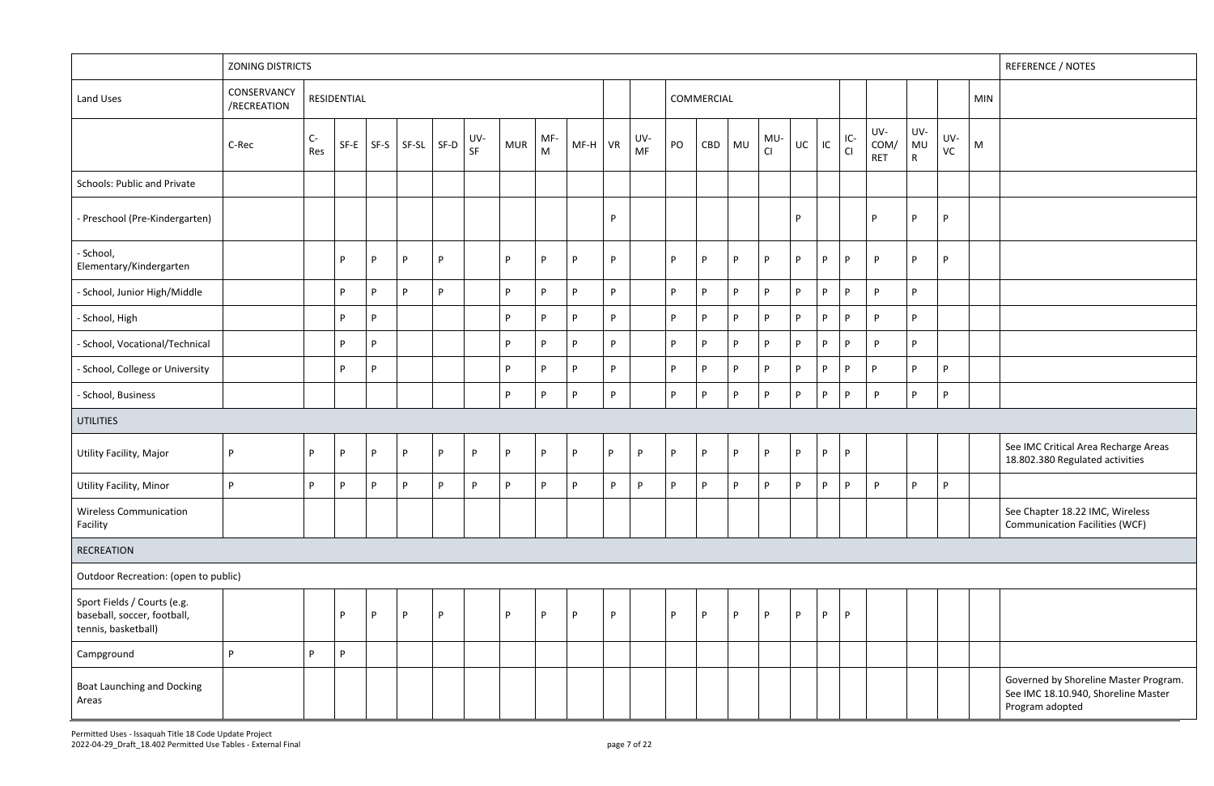| | ZONING DISTRICTS | | | | | | | | | | | | | | | | | | | | | | | REFERENCE / NOTES |
|---|---|---|---|---|---|---|---|---|---|---|---|---|---|---|---|---|---|---|---|---|---|---|---|---|
| Land Uses | CONSERVANCY /RECREATION | RESIDENTIAL | | | | | | | | | | | COMMERCIAL | | | | | | | | | | MIN | |
| | C-Rec | C-Res | SF-E | SF-S | SF-SL | SF-D | UV-SF | MUR | MF-M | MF-H | VR | UV-MF | PO | CBD | MU | MU-CI | UC | IC | IC-CI | UV-COM/ RET | UV-MUR | UV-VC | M | |
| Schools: Public and Private | | | | | | | | | | | | | | | | | | | | | | | | |
| - Preschool (Pre-Kindergarten) | | | | | | | | | | | P | | | | | | P | | | P | P | P | | |
| - School, Elementary/Kindergarten | | | P | P | P | P | | P | P | P | P | | P | P | P | P | P | P | P | P | P | P | | |
| - School, Junior High/Middle | | | P | P | P | P | | P | P | P | P | | P | P | P | P | P | P | P | P | P | | | |
| - School, High | | | P | P | | | | P | P | P | P | | P | P | P | P | P | P | P | P | P | | | |
| - School, Vocational/Technical | | | P | P | | | | P | P | P | P | | P | P | P | P | P | P | P | P | P | | | |
| - School, College or University | | | P | P | | | | P | P | P | P | | P | P | P | P | P | P | P | P | P | P | | |
| - School, Business | | | | | | | | P | P | P | P | | P | P | P | P | P | P | P | P | P | P | | |
| UTILITIES | | | | | | | | | | | | | | | | | | | | | | | | |
| Utility Facility, Major | P | P | P | P | P | P | P | P | P | P | P | P | P | P | P | P | P | P | P | | | | | See IMC Critical Area Recharge Areas 18.802.380 Regulated activities |
| Utility Facility, Minor | P | P | P | P | P | P | P | P | P | P | P | P | P | P | P | P | P | P | P | P | P | P | | |
| Wireless Communication Facility | | | | | | | | | | | | | | | | | | | | | | | | See Chapter 18.22 IMC, Wireless Communication Facilities (WCF) |
| RECREATION | | | | | | | | | | | | | | | | | | | | | | | | |
| Outdoor Recreation: (open to public) | | | | | | | | | | | | | | | | | | | | | | | | |
| Sport Fields / Courts (e.g. baseball, soccer, football, tennis, basketball) | | | P | P | P | P | | P | P | P | P | | P | P | P | P | P | P | P | | | | | |
| Campground | P | P | P | | | | | | | | | | | | | | | | | | | | | |
| Boat Launching and Docking Areas | | | | | | | | | | | | | | | | | | | | | | | | Governed by Shoreline Master Program. See IMC 18.10.940, Shoreline Master Program adopted |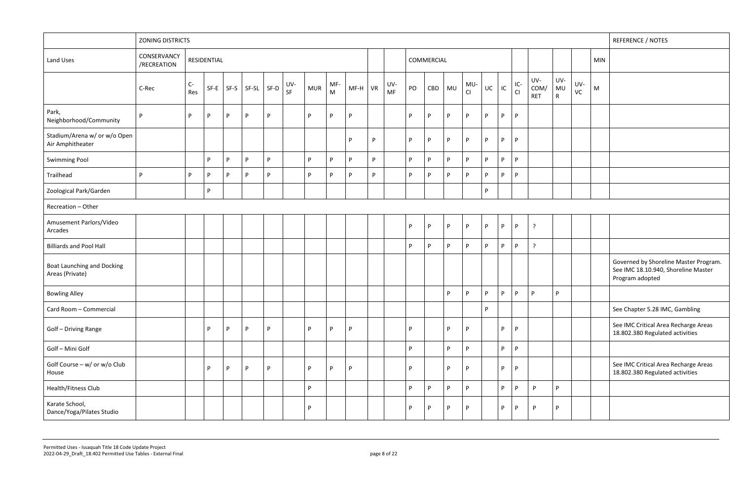| | ZONING DISTRICTS | | | | | | | | | | | | | | | | | | | | | | | REFERENCE / NOTES |
|---|---|---|---|---|---|---|---|---|---|---|---|---|---|---|---|---|---|---|---|---|---|---|---|---|
| Land Uses | CONSERVANCY /RECREATION | RESIDENTIAL | | | | | | | | | | | COMMERCIAL | | | | | | | | | | MIN | |
| | C-Rec | C-Res | SF-E | SF-S | SF-SL | SF-D | UV-SF | MUR | MF-M | MF-H | VR | UV-MF | PO | CBD | MU | MU-CI | UC | IC | IC-CI | UV-COM/ RET | UV-MUR | UV-VC | M | |
| Park, Neighborhood/Community | P | P | P | P | P | P | | P | P | P | | | P | P | P | P | P | P | P | | | | | |
| Stadium/Arena w/ or w/o Open Air Amphitheater | | | | | | | | | | P | P | | P | P | P | P | P | P | P | | | | | |
| Swimming Pool | | | P | P | P | P | | P | P | P | P | | P | P | P | P | P | P | P | | | | | |
| Trailhead | P | P | P | P | P | P | | P | P | P | P | | P | P | P | P | P | P | P | | | | | |
| Zoological Park/Garden | | | P | | | | | | | | | | | | | | P | | | | | | | |
| Recreation – Other | | | | | | | | | | | | | | | | | | | | | | | | |
| Amusement Parlors/Video Arcades | | | | | | | | | | | | | P | P | P | P | P | P | P | ? | | | | |
| Billiards and Pool Hall | | | | | | | | | | | | | P | P | P | P | P | P | P | ? | | | | |
| Boat Launching and Docking Areas (Private) | | | | | | | | | | | | | | | | | | | | | | | | Governed by Shoreline Master Program. See IMC 18.10.940, Shoreline Master Program adopted |
| Bowling Alley | | | | | | | | | | | | | | | P | P | P | P | P | P | P | | | |
| Card Room – Commercial | | | | | | | | | | | | | | | | | P | | | | | | | See Chapter 5.28 IMC, Gambling |
| Golf – Driving Range | | | P | P | P | P | | P | P | P | | | P | | P | P | | P | P | | | | | See IMC Critical Area Recharge Areas 18.802.380 Regulated activities |
| Golf – Mini Golf | | | | | | | | | | | | | P | | P | P | | P | P | | | | | |
| Golf Course – w/ or w/o Club House | | | P | P | P | P | | P | P | P | | | P | | P | P | | P | P | | | | | See IMC Critical Area Recharge Areas 18.802.380 Regulated activities |
| Health/Fitness Club | | | | | | | | P | | | | | P | P | P | P | | P | P | P | P | | | |
| Karate School, Dance/Yoga/Pilates Studio | | | | | | | | P | | | | | P | P | P | P | | P | P | P | P | | | |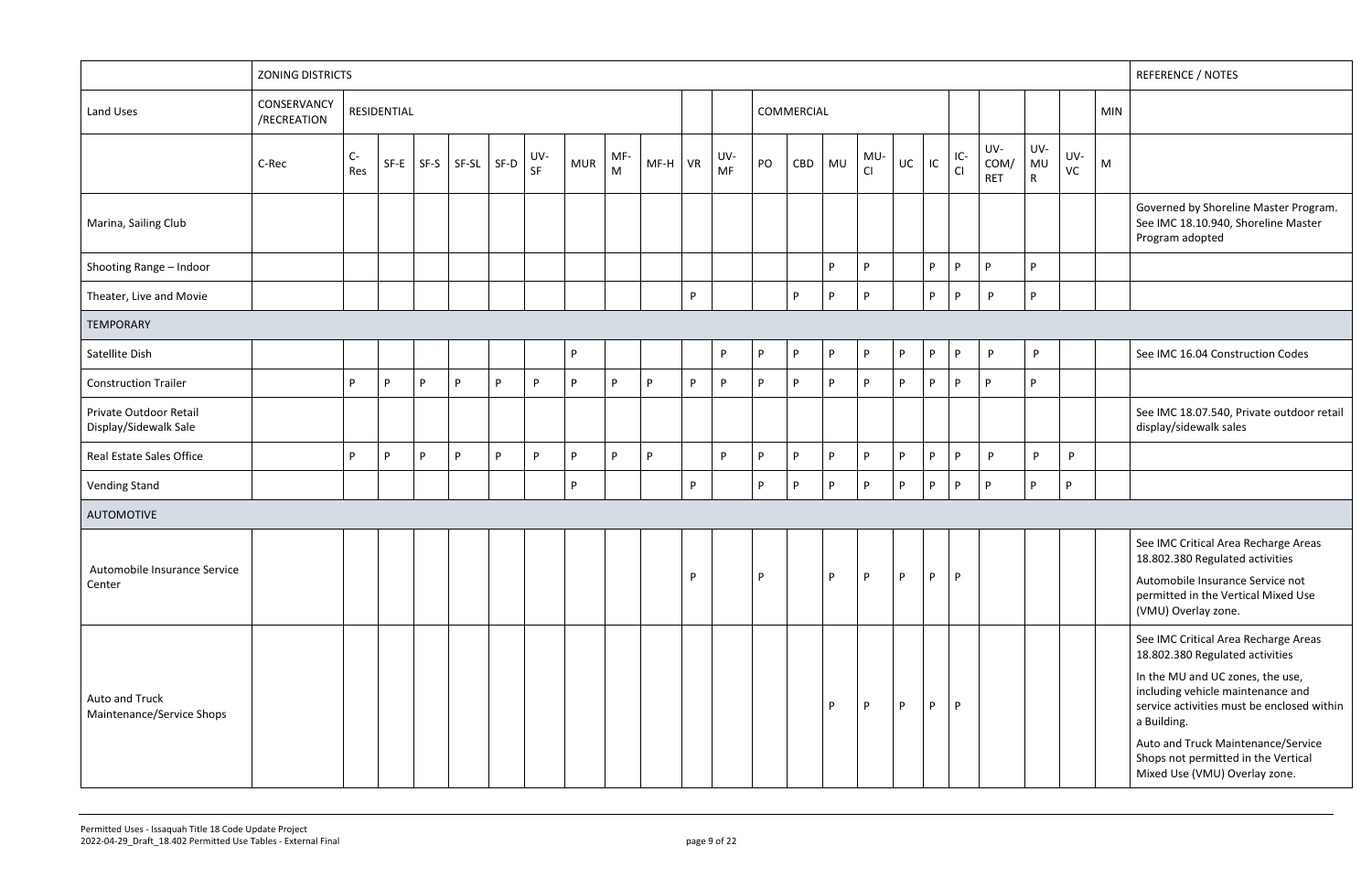| | ZONING DISTRICTS | | | | | | | | | | | | | | | | | | | | | | | REFERENCE / NOTES |
|---|---|---|---|---|---|---|---|---|---|---|---|---|---|---|---|---|---|---|---|---|---|---|---|---|
| Land Uses | CONSERVANCY /RECREATION | RESIDENTIAL | | | | | | | | | | | COMMERCIAL | | | | | | | | | | MIN | |
| | C-Rec | C-Res | SF-E | SF-S | SF-SL | SF-D | UV-SF | MUR | MF-M | MF-H | VR | UV-MF | PO | CBD | MU | MU-CI | UC | IC | IC-CI | UV-COM/RET | UV-MUR | UV-VC | M | |
| Marina, Sailing Club | | | | | | | | | | | | | | | | | | | | | | | | Governed by Shoreline Master Program. See IMC 18.10.940, Shoreline Master Program adopted |
| Shooting Range – Indoor | | | | | | | | | | | | | | | P | P | | P | P | P | P | | | |
| Theater, Live and Movie | | | | | | | | | | | P | | | P | P | P | | P | P | P | P | | | |
| TEMPORARY | | | | | | | | | | | | | | | | | | | | | | | | |
| Satellite Dish | | | | | | | | P | | | | P | P | P | P | P | P | P | P | P | P | | | See IMC 16.04 Construction Codes |
| Construction Trailer | | P | P | P | P | P | P | P | P | P | P | P | P | P | P | P | P | P | P | P | P | | | |
| Private Outdoor Retail Display/Sidewalk Sale | | | | | | | | | | | | | | | | | | | | | | | | See IMC 18.07.540, Private outdoor retail display/sidewalk sales |
| Real Estate Sales Office | | P | P | P | P | P | P | P | P | P | | P | P | P | P | P | P | P | P | P | P | P | | |
| Vending Stand | | | | | | | | P | | | P | | P | P | P | P | P | P | P | P | P | P | | |
| AUTOMOTIVE | | | | | | | | | | | | | | | | | | | | | | | | |
| Automobile Insurance Service Center | | | | | | | | | | | P | | P | | P | P | P | P | P | | | | | See IMC Critical Area Recharge Areas 18.802.380 Regulated activities<br><br>Automobile Insurance Service not permitted in the Vertical Mixed Use (VMU) Overlay zone. |
| Auto and Truck Maintenance/Service Shops | | | | | | | | | | | | | | | P | P | P | P | P | | | | | See IMC Critical Area Recharge Areas 18.802.380 Regulated activities<br><br>In the MU and UC zones, the use, including vehicle maintenance and service activities must be enclosed within a Building.<br><br>Auto and Truck Maintenance/Service Shops not permitted in the Vertical Mixed Use (VMU) Overlay zone. |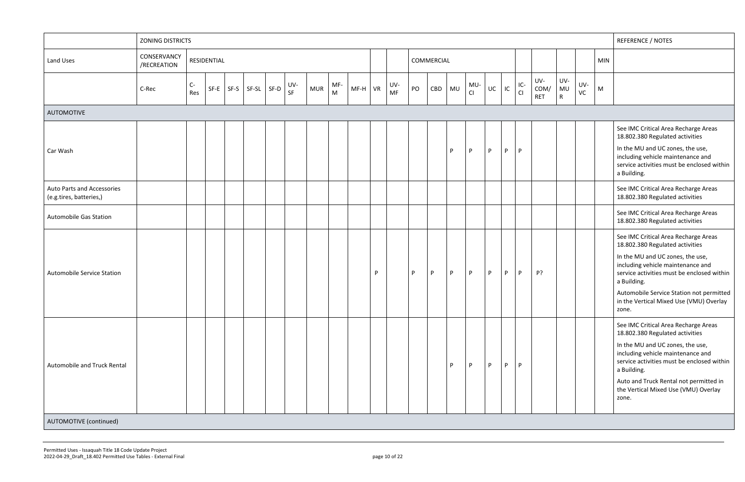| | ZONING DISTRICTS | | | | | | | | | | | | | | | | | | | | | | | | REFERENCE / NOTES |
|---|---|---|---|---|---|---|---|---|---|---|---|---|---|---|---|---|---|---|---|---|---|---|---|---|---|
| Land Uses | CONSERVANCY /RECREATION | RESIDENTIAL | | | | | | | | | | | COMMERCIAL | | | | | | | | | | | MIN | |
| | C-Rec | C-Res | SF-E | SF-S | SF-SL | SF-D | UV-SF | MUR | MF-M | MF-H | VR | UV-MF | PO | CBD | MU | MU-CI | UC | IC | IC-CI | UV-COM/RET | UV-MUR | UV-VC | M | |
| AUTOMOTIVE | | | | | | | | | | | | | | | | | | | | | | | | | |
| Car Wash | | | | | | | | | | | | | | | P | P | P | P | P | | | | | See IMC Critical Area Recharge Areas 18.802.380 Regulated activities<br><br>In the MU and UC zones, the use, including vehicle maintenance and service activities must be enclosed within a Building. |
| Auto Parts and Accessories (e.g.tires, batteries,) | | | | | | | | | | | | | | | | | | | | | | | | See IMC Critical Area Recharge Areas 18.802.380 Regulated activities |
| Automobile Gas Station | | | | | | | | | | | | | | | | | | | | | | | | See IMC Critical Area Recharge Areas 18.802.380 Regulated activities |
| Automobile Service Station | | | | | | | | | | | P | | P | P | P | P | P | P | P | P? | | | | See IMC Critical Area Recharge Areas 18.802.380 Regulated activities<br><br>In the MU and UC zones, the use, including vehicle maintenance and service activities must be enclosed within a Building.<br><br>Automobile Service Station not permitted in the Vertical Mixed Use (VMU) Overlay zone. |
| Automobile and Truck Rental | | | | | | | | | | | | | | | P | P | P | P | P | | | | | See IMC Critical Area Recharge Areas 18.802.380 Regulated activities<br><br>In the MU and UC zones, the use, including vehicle maintenance and service activities must be enclosed within a Building.<br><br>Auto and Truck Rental not permitted in the Vertical Mixed Use (VMU) Overlay zone. |
| AUTOMOTIVE (continued) | | | | | | | | | | | | | | | | | | | | | | | | | |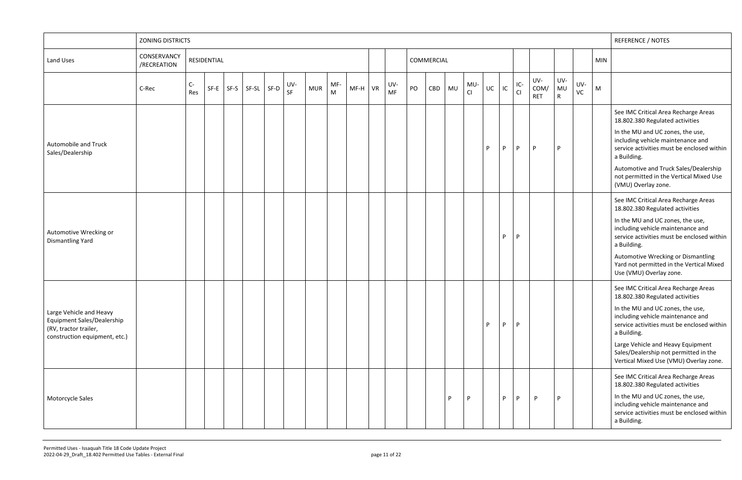| | ZONING DISTRICTS | | | | | | | | | | | | | | | | | | | | | | | REFERENCE / NOTES |
|---|---|---|---|---|---|---|---|---|---|---|---|---|---|---|---|---|---|---|---|---|---|---|---|---|
| Land Uses | CONSERVANCY /RECREATION | RESIDENTIAL | | | | | | | | | | | COMMERCIAL | | | | | | | | | | MIN | |
| | C-Rec | C-Res | SF-E | SF-S | SF-SL | SF-D | UV-SF | MUR | MF-M | MF-H | VR | UV-MF | PO | CBD | MU | MU-CI | UC | IC | IC-CI | UV-COM/ RET | UV-MU R | UV-VC | M | |
| Automobile and Truck Sales/Dealership | | | | | | | | | | | | | | | | | P | P | P | P | P | | | See IMC Critical Area Recharge Areas 18.802.380 Regulated activities<br>In the MU and UC zones, the use, including vehicle maintenance and service activities must be enclosed within a Building.<br>Automotive and Truck Sales/Dealership not permitted in the Vertical Mixed Use (VMU) Overlay zone. |
| Automotive Wrecking or Dismantling Yard | | | | | | | | | | | | | | | | | | P | P | | | | | See IMC Critical Area Recharge Areas 18.802.380 Regulated activities<br>In the MU and UC zones, the use, including vehicle maintenance and service activities must be enclosed within a Building.<br>Automotive Wrecking or Dismantling Yard not permitted in the Vertical Mixed Use (VMU) Overlay zone. |
| Large Vehicle and Heavy Equipment Sales/Dealership (RV, tractor trailer, construction equipment, etc.) | | | | | | | | | | | | | | | | | P | P | P | | | | | See IMC Critical Area Recharge Areas 18.802.380 Regulated activities<br>In the MU and UC zones, the use, including vehicle maintenance and service activities must be enclosed within a Building.<br>Large Vehicle and Heavy Equipment Sales/Dealership not permitted in the Vertical Mixed Use (VMU) Overlay zone. |
| Motorcycle Sales | | | | | | | | | | | | | | | P | P | | P | P | P | P | | | See IMC Critical Area Recharge Areas 18.802.380 Regulated activities<br>In the MU and UC zones, the use, including vehicle maintenance and service activities must be enclosed within a Building. |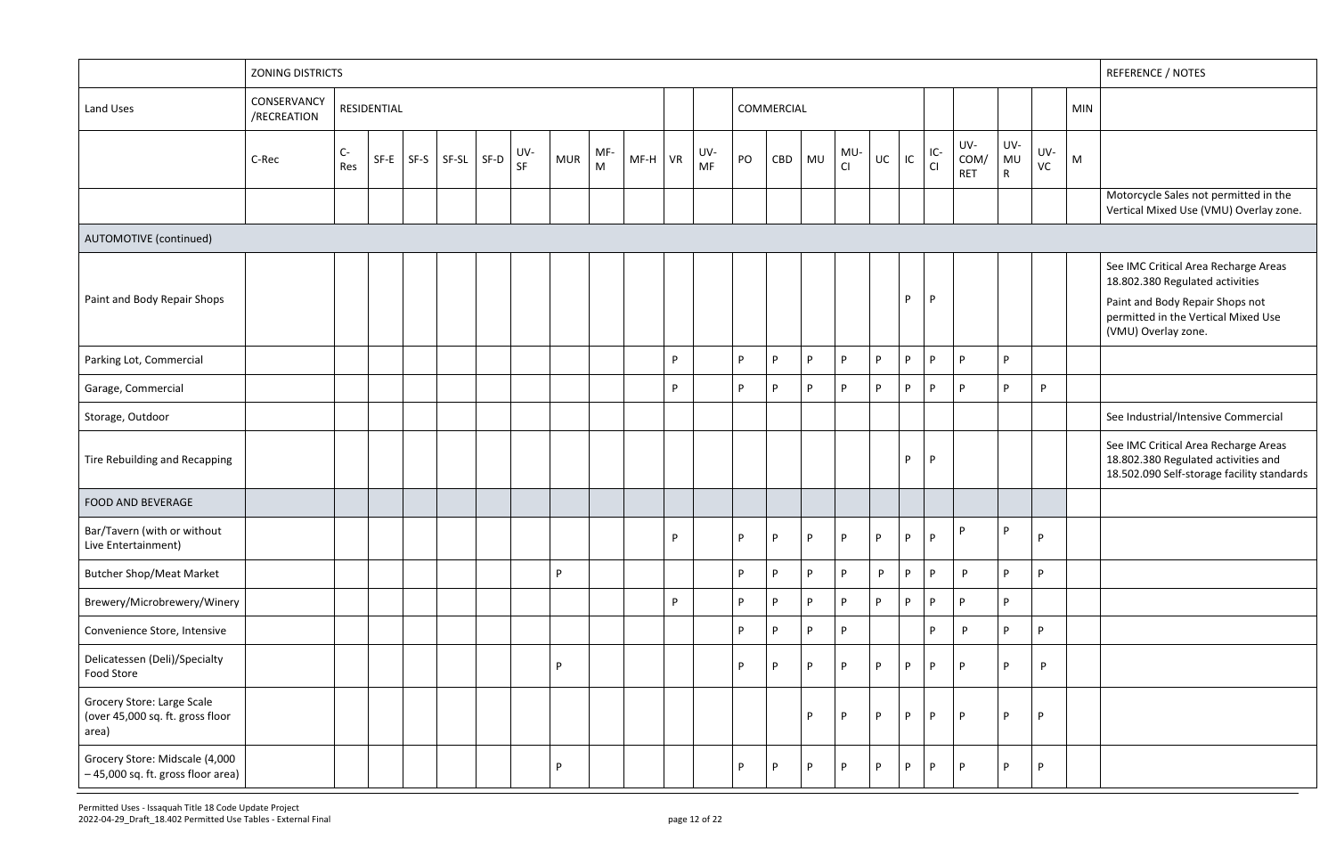| | ZONING DISTRICTS | | | | | | | | | | | | | | | | | | | | | | | REFERENCE / NOTES |
|---|---|---|---|---|---|---|---|---|---|---|---|---|---|---|---|---|---|---|---|---|---|---|---|---|
| Land Uses | CONSERVANCY /RECREATION | RESIDENTIAL | | | | | | | | | | | COMMERCIAL | | | | | | | | | | MIN | |
| | C-Rec | C-Res | SF-E | SF-S | SF-SL | SF-D | UV-SF | MUR | MF-M | MF-H | VR | UV-MF | PO | CBD | MU | MU-CI | UC | IC | IC-CI | UV-COM/RET | UV-MUR | UV-VC | M | |
| | | | | | | | | | | | | | | | | | | | | | | | | Motorcycle Sales not permitted in the Vertical Mixed Use (VMU) Overlay zone. |
| AUTOMOTIVE (continued) | | | | | | | | | | | | | | | | | | | | | | | | |
| Paint and Body Repair Shops | | | | | | | | | | | | | | | | | | P | P | | | | | See IMC Critical Area Recharge Areas 18.802.380 Regulated activities<br>Paint and Body Repair Shops not permitted in the Vertical Mixed Use (VMU) Overlay zone. |
| Parking Lot, Commercial | | | | | | | | | | | P | | P | P | P | P | P | P | P | P | P | | | |
| Garage, Commercial | | | | | | | | | | | P | | P | P | P | P | P | P | P | P | P | P | | |
| Storage, Outdoor | | | | | | | | | | | | | | | | | | | | | | | | See Industrial/Intensive Commercial |
| Tire Rebuilding and Recapping | | | | | | | | | | | | | | | | | | P | P | | | | | See IMC Critical Area Recharge Areas 18.802.380 Regulated activities and 18.502.090 Self-storage facility standards |
| FOOD AND BEVERAGE | | | | | | | | | | | | | | | | | | | | | | | | |
| Bar/Tavern (with or without Live Entertainment) | | | | | | | | | | | P | | P | P | P | P | P | P | P | P | P | P | | |
| Butcher Shop/Meat Market | | | | | | | | P | | | | | P | P | P | P | P | P | P | P | P | P | | |
| Brewery/Microbrewery/Winery | | | | | | | | | | | P | | P | P | P | P | P | P | P | P | P | | | |
| Convenience Store, Intensive | | | | | | | | | | | | | P | P | P | P | | | P | P | P | P | | |
| Delicatessen (Deli)/Specialty Food Store | | | | | | | | P | | | | | P | P | P | P | P | P | P | P | P | P | | |
| Grocery Store: Large Scale (over 45,000 sq. ft. gross floor area) | | | | | | | | | | | | | | | P | P | P | P | P | P | P | P | | |
| Grocery Store: Midscale (4,000 – 45,000 sq. ft. gross floor area) | | | | | | | | P | | | | | P | P | P | P | P | P | P | P | P | P | | |

Permitted Uses - Issaquah Title 18 Code Update Project
2022-04-29_Draft_18.402 Permitted Use Tables - External Final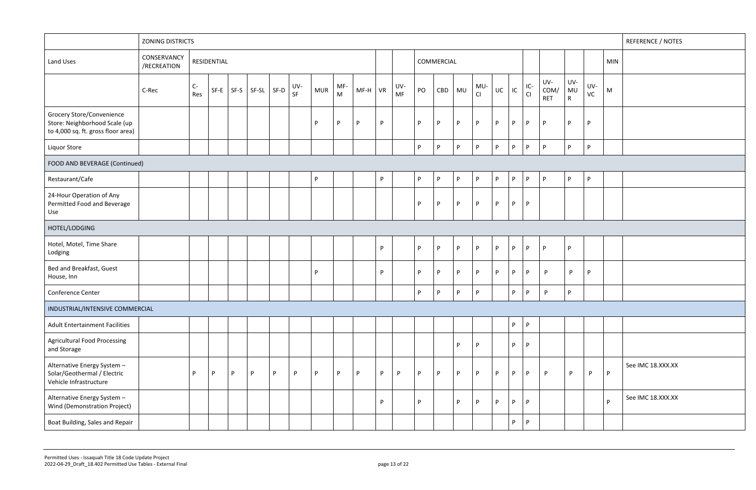| | ZONING DISTRICTS | | | | | | | | | | | | | | | | | | | | | | | REFERENCE / NOTES |
|---|---|---|---|---|---|---|---|---|---|---|---|---|---|---|---|---|---|---|---|---|---|---|---|---|
| Land Uses | CONSERVANCY /RECREATION | RESIDENTIAL | | | | | | | | | | | COMMERCIAL | | | | | | | | | | MIN | |
| | C-Rec | C-Res | SF-E | SF-S | SF-SL | SF-D | UV-SF | MUR | MF-M | MF-H | VR | UV-MF | PO | CBD | MU | MU-CI | UC | IC | IC-CI | UV-COM/RET | UV-MUR | UV-VC | M | |
| Grocery Store/Convenience Store: Neighborhood Scale (up to 4,000 sq. ft. gross floor area) | | | | | | | | P | P | P | P | | P | P | P | P | P | P | P | P | P | P | | |
| Liquor Store | | | | | | | | | | | | | P | P | P | P | P | P | P | P | P | P | | |
| FOOD AND BEVERAGE (Continued) | | | | | | | | | | | | | | | | | | | | | | | | |
| Restaurant/Cafe | | | | | | | | P | | | P | | P | P | P | P | P | P | P | P | P | P | | |
| 24-Hour Operation of Any Permitted Food and Beverage Use | | | | | | | | | | | | | P | P | P | P | P | P | P | | | | | |
| HOTEL/LODGING | | | | | | | | | | | | | | | | | | | | | | | | |
| Hotel, Motel, Time Share Lodging | | | | | | | | | | | P | | P | P | P | P | P | P | P | P | P | | | |
| Bed and Breakfast, Guest House, Inn | | | | | | | | P | | | P | | P | P | P | P | P | P | P | P | P | P | | |
| Conference Center | | | | | | | | | | | | | P | P | P | P | | P | P | P | P | | | |
| INDUSTRIAL/INTENSIVE COMMERCIAL | | | | | | | | | | | | | | | | | | | | | | | | |
| Adult Entertainment Facilities | | | | | | | | | | | | | | | | | | P | P | | | | | |
| Agricultural Food Processing and Storage | | | | | | | | | | | | | | | P | P | | P | P | | | | | |
| Alternative Energy System – Solar/Geothermal / Electric Vehicle Infrastructure | | P | P | P | P | P | P | P | P | P | P | P | P | P | P | P | P | P | P | P | P | P | P | See IMC 18.XXX.XX |
| Alternative Energy System – Wind (Demonstration Project) | | | | | | | | | | | P | | P | | P | P | P | P | P | | | | P | See IMC 18.XXX.XX |
| Boat Building, Sales and Repair | | | | | | | | | | | | | | | | | | P | P | | | | | |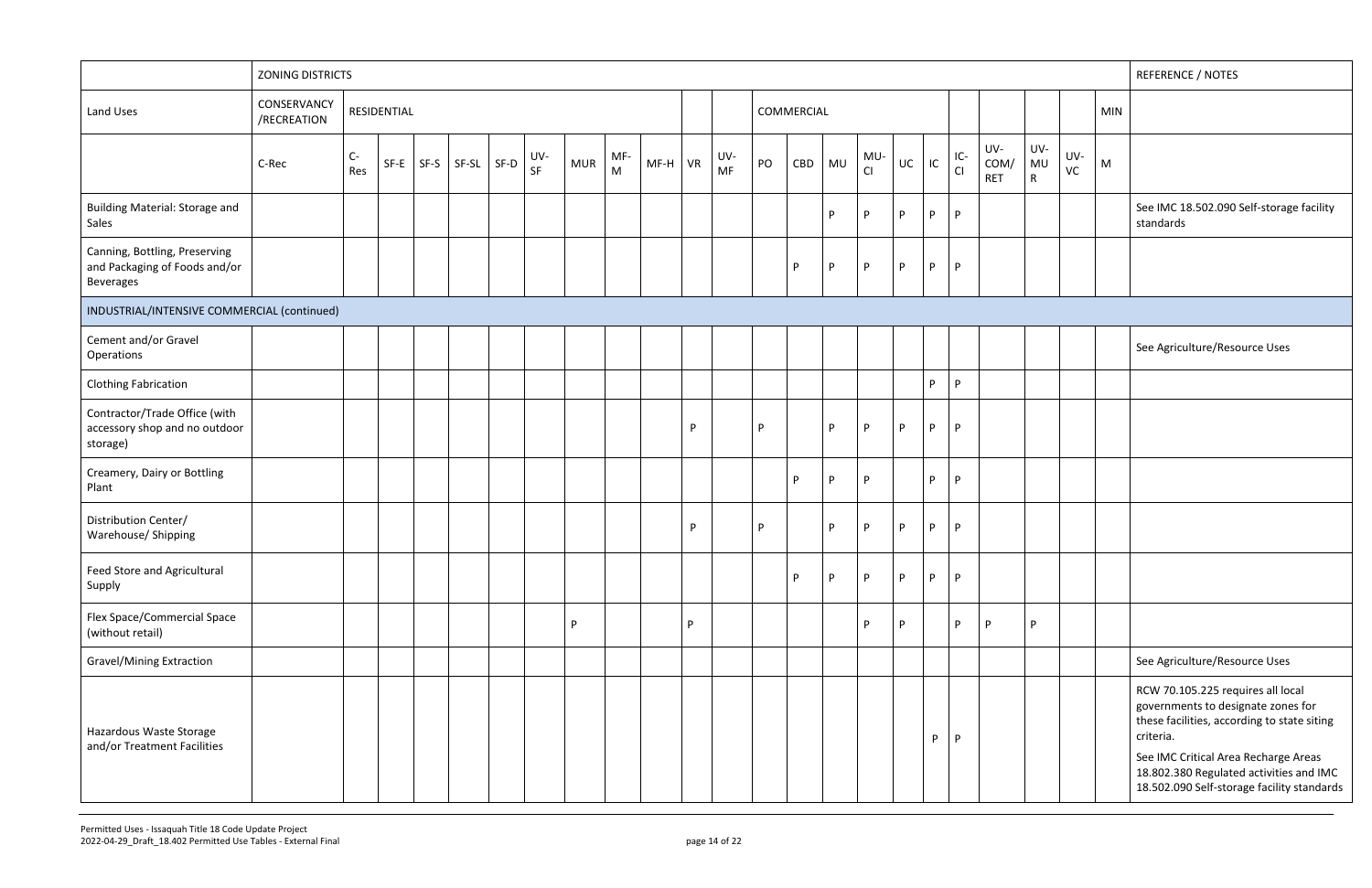| | ZONING DISTRICTS | | | | | | | | | | | | | | | | | | | | | | | REFERENCE / NOTES |
|---|---|---|---|---|---|---|---|---|---|---|---|---|---|---|---|---|---|---|---|---|---|---|---|---|
| Land Uses | CONSERVANCY /RECREATION | RESIDENTIAL | | | | | | | | | | | COMMERCIAL | | | | | | | | | | MIN | |
| | C-Rec | C-Res | SF-E | SF-S | SF-SL | SF-D | UV-SF | MUR | MF-M | MF-H | VR | UV-MF | PO | CBD | MU | MU-CI | UC | IC | IC-CI | UV-COM/ RET | UV-MUR | UV-VC | M | |
| Building Material: Storage and Sales | | | | | | | | | | | | | | | P | P | P | P | P | | | | | See IMC 18.502.090 Self-storage facility standards |
| Canning, Bottling, Preserving and Packaging of Foods and/or Beverages | | | | | | | | | | | | | | P | P | P | P | P | P | | | | | |
| INDUSTRIAL/INTENSIVE COMMERCIAL (continued) | | | | | | | | | | | | | | | | | | | | | | | | |
| Cement and/or Gravel Operations | | | | | | | | | | | | | | | | | | | | | | | | See Agriculture/Resource Uses |
| Clothing Fabrication | | | | | | | | | | | | | | | | | | P | P | | | | | |
| Contractor/Trade Office (with accessory shop and no outdoor storage) | | | | | | | | | | | P | | P | | P | P | P | P | P | | | | | |
| Creamery, Dairy or Bottling Plant | | | | | | | | | | | | | | P | P | P | | P | P | | | | | |
| Distribution Center/ Warehouse/ Shipping | | | | | | | | | | | P | | P | | P | P | P | P | P | | | | | |
| Feed Store and Agricultural Supply | | | | | | | | | | | | | | P | P | P | P | P | P | | | | | |
| Flex Space/Commercial Space (without retail) | | | | | | | | P | | | P | | | | | P | P | | P | P | P | | | |
| Gravel/Mining Extraction | | | | | | | | | | | | | | | | | | | | | | | | See Agriculture/Resource Uses |
| Hazardous Waste Storage and/or Treatment Facilities | | | | | | | | | | | | | | | | | | P | P | | | | | RCW 70.105.225 requires all local governments to designate zones for these facilities, according to state siting criteria.<br><br>See IMC Critical Area Recharge Areas 18.802.380 Regulated activities and IMC 18.502.090 Self-storage facility standards |

Permitted Uses - Issaquah Title 18 Code Update Project
2022-04-29_Draft_18.402 Permitted Use Tables - External Final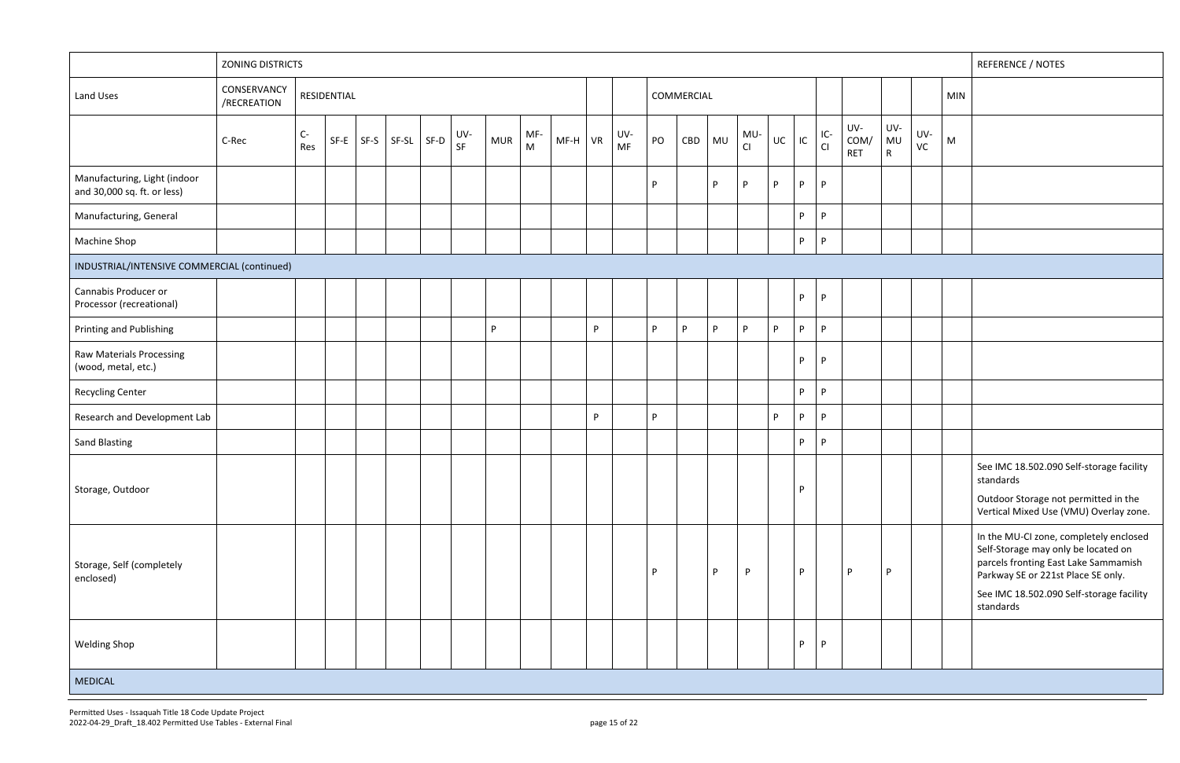| | ZONING DISTRICTS | | | | | | | | | | | | | | | | | | | | | | | REFERENCE / NOTES |
|---|---|---|---|---|---|---|---|---|---|---|---|---|---|---|---|---|---|---|---|---|---|---|---|---|
| Land Uses | CONSERVANCY /RECREATION | RESIDENTIAL | | | | | | | | | | | COMMERCIAL | | | | | | | | | | MIN | |
| | C-Rec | C-Res | SF-E | SF-S | SF-SL | SF-D | UV-SF | MUR | MF-M | MF-H | VR | UV-MF | PO | CBD | MU | MU-CI | UC | IC | IC-CI | UV-COM/RET | UV-MUR | UV-VC | M | |
| Manufacturing, Light (indoor and 30,000 sq. ft. or less) | | | | | | | | | | | | | P | | P | P | P | P | P | | | | | |
| Manufacturing, General | | | | | | | | | | | | | | | | | | P | P | | | | | |
| Machine Shop | | | | | | | | | | | | | | | | | | P | P | | | | | |
| **INDUSTRIAL/INTENSIVE COMMERCIAL (continued)** | | | | | | | | | | | | | | | | | | | | | | | | |
| Cannabis Producer or Processor (recreational) | | | | | | | | | | | | | | | | | | P | P | | | | | |
| Printing and Publishing | | | | | | | | P | | | P | | P | P | P | P | P | P | P | | | | | |
| Raw Materials Processing (wood, metal, etc.) | | | | | | | | | | | | | | | | | | P | P | | | | | |
| Recycling Center | | | | | | | | | | | | | | | | | | P | P | | | | | |
| Research and Development Lab | | | | | | | | | | | P | | P | | | | P | P | P | | | | | |
| Sand Blasting | | | | | | | | | | | | | | | | | | P | P | | | | | |
| Storage, Outdoor | | | | | | | | | | | | | | | | | | P | | | | | | See IMC 18.502.090 Self-storage facility standards<br>Outdoor Storage not permitted in the Vertical Mixed Use (VMU) Overlay zone. |
| Storage, Self (completely enclosed) | | | | | | | | | | | | | P | | P | P | | P | | P | P | | | In the MU-CI zone, completely enclosed Self-Storage may only be located on parcels fronting East Lake Sammamish Parkway SE or 221st Place SE only.<br>See IMC 18.502.090 Self-storage facility standards |
| Welding Shop | | | | | | | | | | | | | | | | | | P | P | | | | | |
| **MEDICAL** | | | | | | | | | | | | | | | | | | | | | | | | |

Permitted Uses - Issaquah Title 18 Code Update Project
2022-04-29_Draft_18.402 Permitted Use Tables - External Final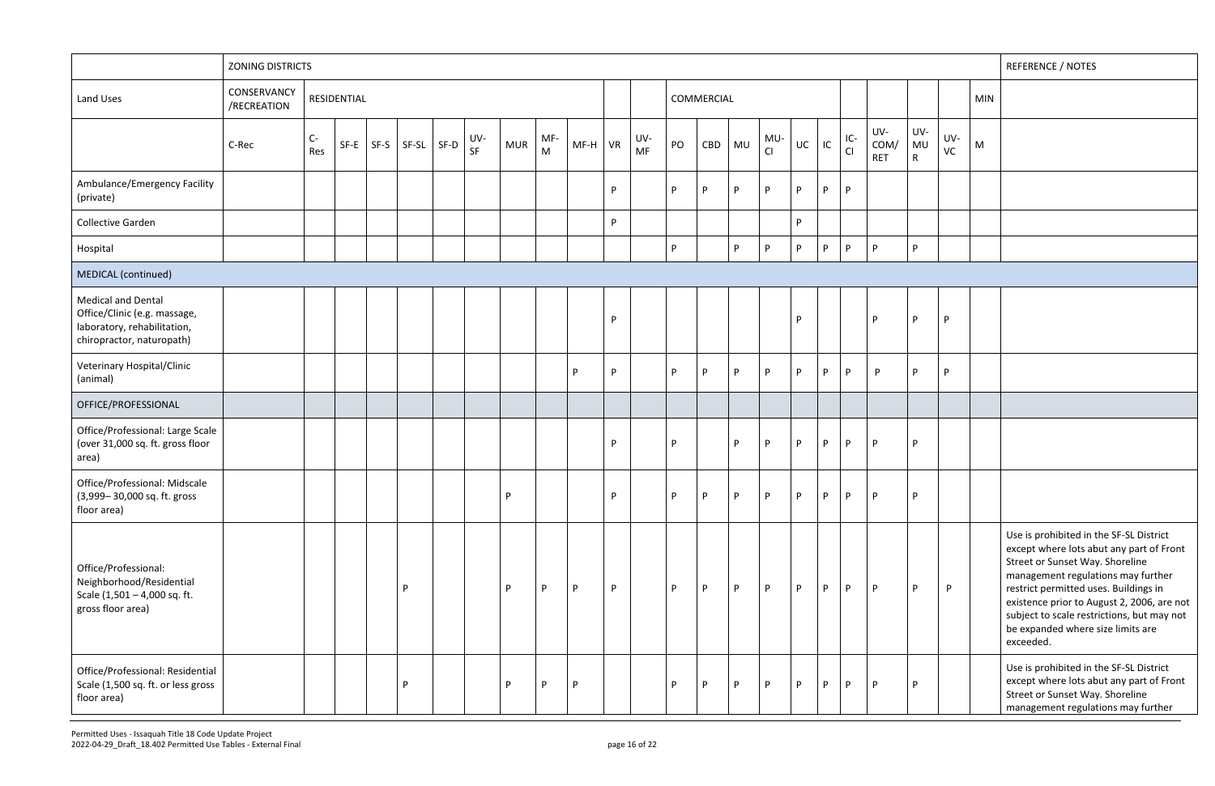| | ZONING DISTRICTS | | | | | | | | | | | | | | | | | | | | | | | REFERENCE / NOTES |
|---|---|---|---|---|---|---|---|---|---|---|---|---|---|---|---|---|---|---|---|---|---|---|---|---|
| Land Uses | CONSERVANCY /RECREATION | RESIDENTIAL | | | | | | | | | | | COMMERCIAL | | | | | | | | | | MIN | |
| | C-Rec | C-Res | SF-E | SF-S | SF-SL | SF-D | UV-SF | MUR | MF-M | MF-H | VR | UV-MF | PO | CBD | MU | MU-CI | UC | IC | IC-CI | UV-COM/RET | UV-MUR | UV-VC | M | |
| Ambulance/Emergency Facility (private) | | | | | | | | | | | P | | P | P | P | P | P | P | P | | | | | |
| Collective Garden | | | | | | | | | | | P | | | | | | P | | | | | | | |
| Hospital | | | | | | | | | | | | | P | | P | P | P | P | P | P | P | | | |
| MEDICAL (continued) | | | | | | | | | | | | | | | | | | | | | | | | |
| Medical and Dental Office/Clinic (e.g. massage, laboratory, rehabilitation, chiropractor, naturopath) | | | | | | | | | | | P | | | | | | P | | | P | P | P | | |
| Veterinary Hospital/Clinic (animal) | | | | | | | | | | P | P | | P | P | P | P | P | P | P | P | P | P | | |
| OFFICE/PROFESSIONAL | | | | | | | | | | | | | | | | | | | | | | | | |
| Office/Professional: Large Scale (over 31,000 sq. ft. gross floor area) | | | | | | | | | | | P | | P | | P | P | P | P | P | P | P | | | |
| Office/Professional: Midscale (3,999– 30,000 sq. ft. gross floor area) | | | | | | | | P | | | P | | P | P | P | P | P | P | P | P | P | | | |
| Office/Professional: Neighborhood/Residential Scale (1,501 – 4,000 sq. ft. gross floor area) | | | | | P | | | P | P | P | P | | P | P | P | P | P | P | P | P | P | P | | Use is prohibited in the SF-SL District except where lots abut any part of Front Street or Sunset Way. Shoreline management regulations may further restrict permitted uses. Buildings in existence prior to August 2, 2006, are not subject to scale restrictions, but may not be expanded where size limits are exceeded. |
| Office/Professional: Residential Scale (1,500 sq. ft. or less gross floor area) | | | | | P | | | P | P | P | | | P | P | P | P | P | P | P | P | P | | | Use is prohibited in the SF-SL District except where lots abut any part of Front Street or Sunset Way. Shoreline management regulations may further |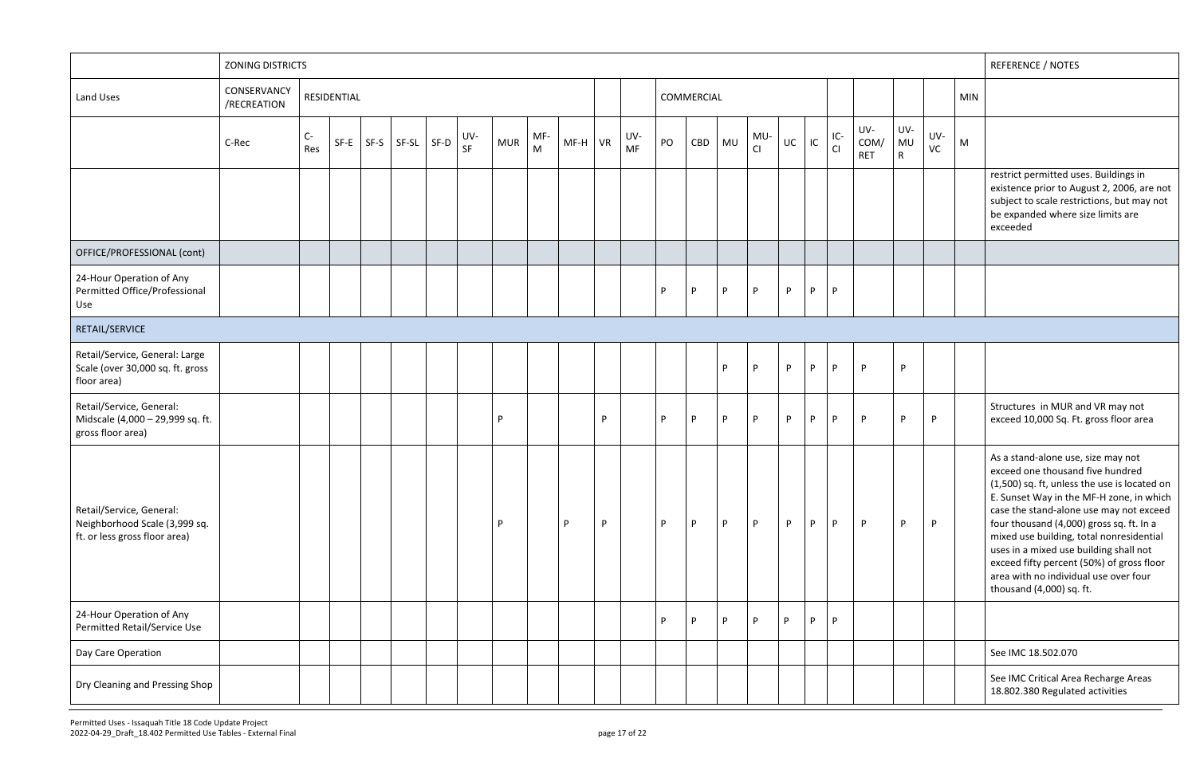| | ZONING DISTRICTS | | | | | | | | | | | | | | | | | | | | | | | | | REFERENCE / NOTES |
|---|---|---|---|---|---|---|---|---|---|---|---|---|---|---|---|---|---|---|---|---|---|---|---|---|---|---|
| Land Uses | CONSERVANCY /RECREATION | RESIDENTIAL | | | | | | | | | | | | COMMERCIAL | | | | | | | | | | | MIN | |
| | C-Rec | C-Res | SF-E | SF-S | SF-SL | SF-D | UV-SF | MUR | MF-M | MF-H | VR | UV-MF | PO | CBD | MU | MU-CI | UC | IC | IC-CI | UV-COM/ RET | UV-MU R | UV-VC | M | |
| | | | | | | | | | | | | | | | | | | | | | | | | restrict permitted uses. Buildings in existence prior to August 2, 2006, are not subject to scale restrictions, but may not be expanded where size limits are exceeded |
| OFFICE/PROFESSIONAL (cont) | | | | | | | | | | | | | | | | | | | | | | | | |
| 24-Hour Operation of Any Permitted Office/Professional Use | | | | | | | | | | | | | P | P | P | P | P | P | P | | | | | |
| RETAIL/SERVICE | | | | | | | | | | | | | | | | | | | | | | | | |
| Retail/Service, General: Large Scale (over 30,000 sq. ft. gross floor area) | | | | | | | | | | | | | | | P | P | P | P | P | P | P | | | |
| Retail/Service, General: Midscale (4,000 – 29,999 sq. ft. gross floor area) | | | | | | | | P | | | P | | P | P | P | P | P | P | P | P | P | P | | Structures in MUR and VR may not exceed 10,000 Sq. Ft. gross floor area |
| Retail/Service, General: Neighborhood Scale (3,999 sq. ft. or less gross floor area) | | | | | | | | P | | P | P | | P | P | P | P | P | P | P | P | P | P | | As a stand-alone use, size may not exceed one thousand five hundred (1,500) sq. ft, unless the use is located on E. Sunset Way in the MF-H zone, in which case the stand-alone use may not exceed four thousand (4,000) gross sq. ft. In a mixed use building, total nonresidential uses in a mixed use building shall not exceed fifty percent (50%) of gross floor area with no individual use over four thousand (4,000) sq. ft. |
| 24-Hour Operation of Any Permitted Retail/Service Use | | | | | | | | | | | | | P | P | P | P | P | P | P | | | | | |
| Day Care Operation | | | | | | | | | | | | | | | | | | | | | | | | See IMC 18.502.070 |
| Dry Cleaning and Pressing Shop | | | | | | | | | | | | | | | | | | | | | | | | See IMC Critical Area Recharge Areas 18.802.380 Regulated activities |

Permitted Uses - Issaquah Title 18 Code Update Project
2022-04-29_Draft_18.402 Permitted Use Tables - External Final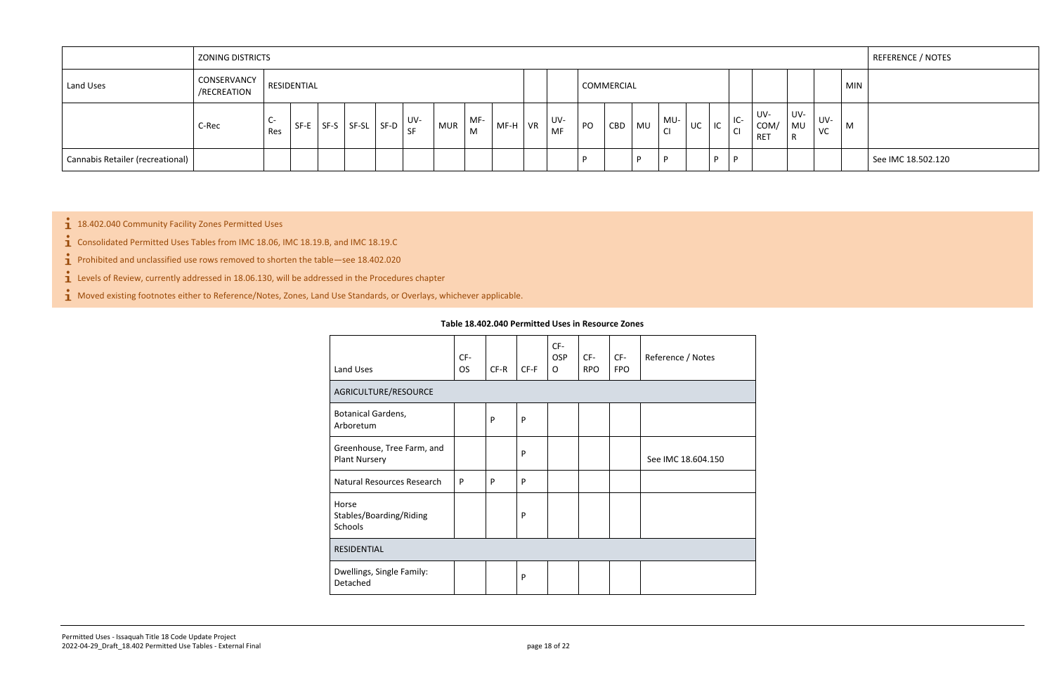| | ZONING DISTRICTS | | | | | | | | | | | | | | | | | | | | | | | REFERENCE / NOTES |
|---|---|---|---|---|---|---|---|---|---|---|---|---|---|---|---|---|---|---|---|---|---|---|---|---|
| Land Uses | CONSERVANCY /RECREATION | RESIDENTIAL | | | | | | | | | | | COMMERCIAL | | | | | | | | | | MIN | |
| | C-Rec | C-Res | SF-E | SF-S | SF-SL | SF-D | UV-SF | MUR | MF-M | MF-H | VR | UV-MF | PO | CBD | MU | MU-CI | UC | IC | IC-CI | UV-COM/ RET | UV-MU R | UV-VC | M | |
| Cannabis Retailer (recreational) | | | | | | | | | | | | | P | | P | P | | P | P | | | | | See IMC 18.502.120 |

- 18.402.040 Community Facility Zones Permitted Uses
- Consolidated Permitted Uses Tables from IMC 18.06, IMC 18.19.B, and IMC 18.19.C
- Prohibited and unclassified use rows removed to shorten the table—see 18.402.020
- Levels of Review, currently addressed in 18.06.130, will be addressed in the Procedures chapter
- Moved existing footnotes either to Reference/Notes, Zones, Land Use Standards, or Overlays, whichever applicable.

**Table 18.402.040 Permitted Uses in Resource Zones**

| Land Uses | CF-OS | CF-R | CF-F | CF-OSPO | CF-RPO | CF-FPO | Reference / Notes |
|---|---|---|---|---|---|---|---|
| AGRICULTURE/RESOURCE | | | | | | | |
| Botanical Gardens, Arboretum | | P | P | | | | |
| Greenhouse, Tree Farm, and Plant Nursery | | | P | | | | See IMC 18.604.150 |
| Natural Resources Research | P | P | P | | | | |
| Horse Stables/Boarding/Riding Schools | | | P | | | | |
| RESIDENTIAL | | | | | | | |
| Dwellings, Single Family: Detached | | | P | | | | |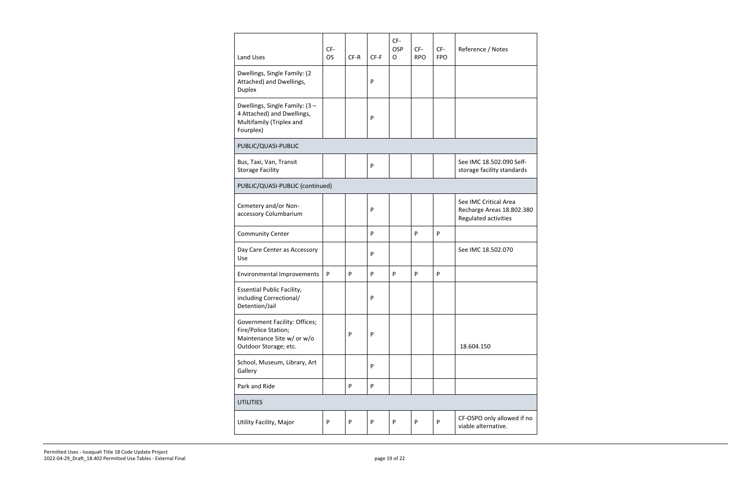| Land Uses | CF-OS | CF-R | CF-F | CF-OSPO | CF-RPO | CF-FPO | Reference / Notes |
|---|---|---|---|---|---|---|---|
| Dwellings, Single Family: (2 Attached) and Dwellings, Duplex | | | P | | | | |
| Dwellings, Single Family: (3 – 4 Attached) and Dwellings, Multifamily (Triplex and Fourplex) | | | P | | | | |
| PUBLIC/QUASI-PUBLIC | | | | | | | |
| Bus, Taxi, Van, Transit Storage Facility | | | P | | | | See IMC 18.502.090 Self-storage facility standards |
| PUBLIC/QUASI-PUBLIC (continued) | | | | | | | |
| Cemetery and/or Non-accessory Columbarium | | | P | | | | See IMC Critical Area Recharge Areas 18.802.380 Regulated activities |
| Community Center | | | P | | P | P | |
| Day Care Center as Accessory Use | | | P | | | | See IMC 18.502.070 |
| Environmental Improvements | P | P | P | P | P | P | |
| Essential Public Facility, including Correctional/ Detention/Jail | | | P | | | | |
| Government Facility: Offices; Fire/Police Station; Maintenance Site w/ or w/o Outdoor Storage; etc. | | P | P | | | | 18.604.150 |
| School, Museum, Library, Art Gallery | | | P | | | | |
| Park and Ride | | P | P | | | | |
| UTILITIES | | | | | | | |
| Utility Facility, Major | P | P | P | P | P | P | CF-OSPO only allowed if no viable alternative. |

Permitted Uses - Issaquah Title 18 Code Update Project
2022-04-29_Draft_18.402 Permitted Use Tables - External Final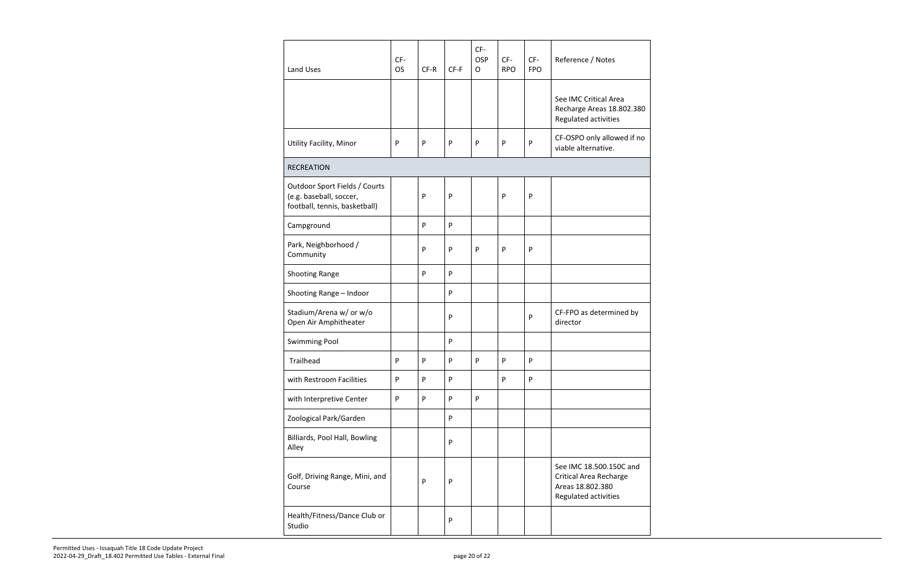| Land Uses | CF-OS | CF-R | CF-F | CF-OSPO | CF-RPO | CF-FPO | Reference / Notes |
|---|---|---|---|---|---|---|---|
| | | | | | | | See IMC Critical Area Recharge Areas 18.802.380 Regulated activities |
| Utility Facility, Minor | P | P | P | P | P | P | CF-OSPO only allowed if no viable alternative. |
| RECREATION | | | | | | | |
| Outdoor Sport Fields / Courts (e.g. baseball, soccer, football, tennis, basketball) | | P | P | | P | P | |
| Campground | | P | P | | | | |
| Park, Neighborhood / Community | | P | P | P | P | P | |
| Shooting Range | | P | P | | | | |
| Shooting Range – Indoor | | | P | | | | |
| Stadium/Arena w/ or w/o Open Air Amphitheater | | | P | | | P | CF-FPO as determined by director |
| Swimming Pool | | | P | | | | |
| Trailhead | P | P | P | P | P | P | |
| with Restroom Facilities | P | P | P | | P | P | |
| with Interpretive Center | P | P | P | P | | | |
| Zoological Park/Garden | | | P | | | | |
| Billiards, Pool Hall, Bowling Alley | | | P | | | | |
| Golf, Driving Range, Mini, and Course | | P | P | | | | See IMC 18.500.150C and Critical Area Recharge Areas 18.802.380 Regulated activities |
| Health/Fitness/Dance Club or Studio | | | P | | | | |

Permitted Uses - Issaquah Title 18 Code Update Project
2022-04-29_Draft_18.402 Permitted Use Tables - External Final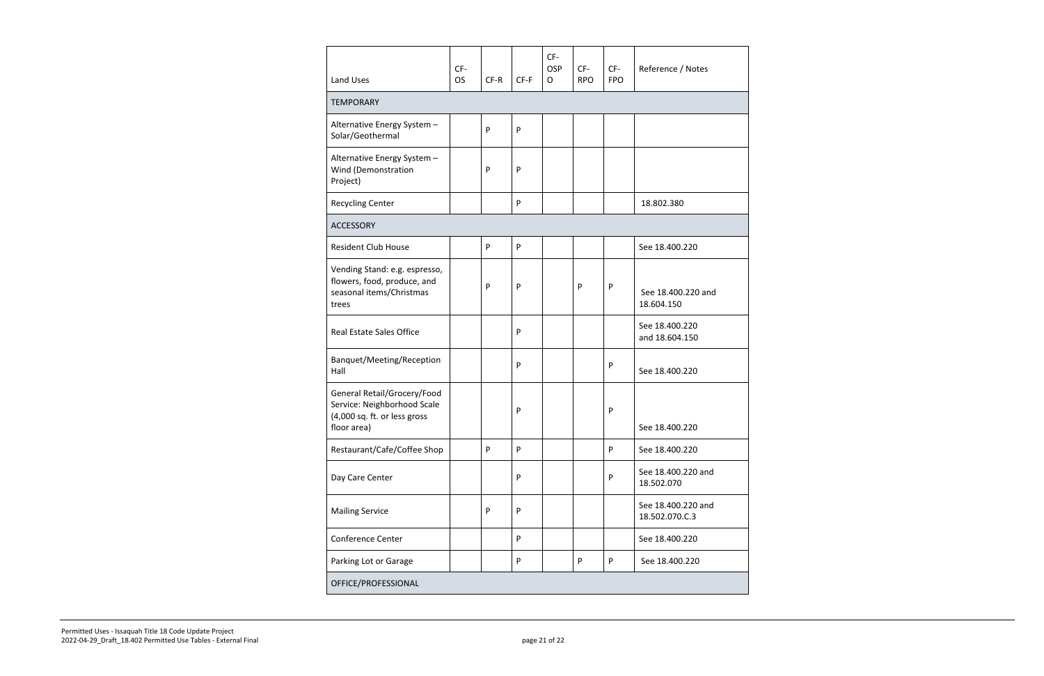| Land Uses | CF-OS | CF-R | CF-F | CF-OSPO | CF-RPO | CF-FPO | Reference / Notes |
|---|---|---|---|---|---|---|---|
| TEMPORARY | | | | | | | |
| Alternative Energy System – Solar/Geothermal | | P | P | | | | |
| Alternative Energy System – Wind (Demonstration Project) | | P | P | | | | |
| Recycling Center | | | P | | | | 18.802.380 |
| ACCESSORY | | | | | | | |
| Resident Club House | | P | P | | | | See 18.400.220 |
| Vending Stand: e.g. espresso, flowers, food, produce, and seasonal items/Christmas trees | | P | P | | P | P | See 18.400.220 and 18.604.150 |
| Real Estate Sales Office | | | P | | | | See 18.400.220 and 18.604.150 |
| Banquet/Meeting/Reception Hall | | | P | | | P | See 18.400.220 |
| General Retail/Grocery/Food Service: Neighborhood Scale (4,000 sq. ft. or less gross floor area) | | | P | | | P | See 18.400.220 |
| Restaurant/Cafe/Coffee Shop | | P | P | | | P | See 18.400.220 |
| Day Care Center | | | P | | | P | See 18.400.220 and 18.502.070 |
| Mailing Service | | P | P | | | | See 18.400.220 and 18.502.070.C.3 |
| Conference Center | | | P | | | | See 18.400.220 |
| Parking Lot or Garage | | | P | | P | P | See 18.400.220 |
| OFFICE/PROFESSIONAL | | | | | | | |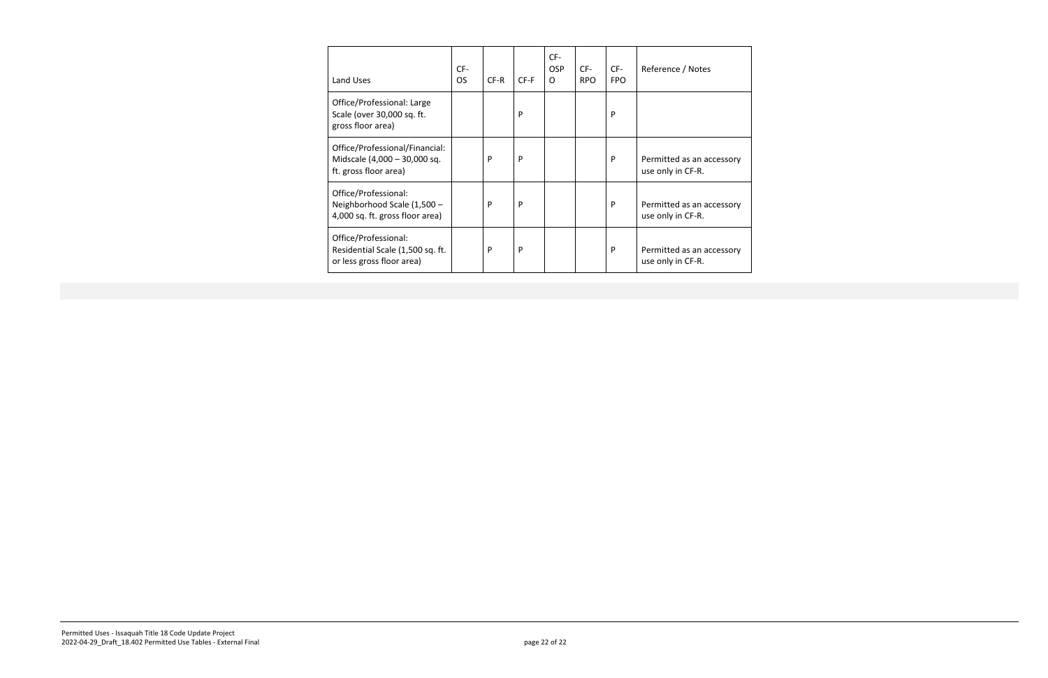| Land Uses | CF-OS | CF-R | CF-F | CF-OSPO | CF-RPO | CF-FPO | Reference / Notes |
|---|---|---|---|---|---|---|---|
| Office/Professional: Large Scale (over 30,000 sq. ft. gross floor area) | | | P | | | P | |
| Office/Professional/Financial: Midscale (4,000 – 30,000 sq. ft. gross floor area) | | P | P | | | P | Permitted as an accessory use only in CF-R. |
| Office/Professional: Neighborhood Scale (1,500 – 4,000 sq. ft. gross floor area) | | P | P | | | P | Permitted as an accessory use only in CF-R. |
| Office/Professional: Residential Scale (1,500 sq. ft. or less gross floor area) | | P | P | | | P | Permitted as an accessory use only in CF-R. |